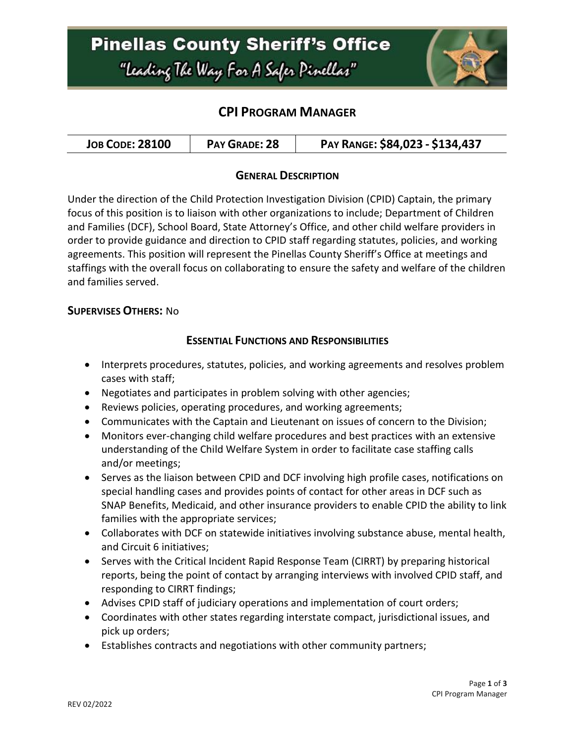# Pinellas County Sheriff's Office

"Leading The Way For A Safer Pinellas"

## CPI Program Manager

| **Job Code: 28100** | **Pay Grade: 28** | **Pay Range: $84,023 - $134,437** |
|---|---|---|

### General Description

Under the direction of the Child Protection Investigation Division (CPID) Captain, the primary focus of this position is to liaison with other organizations to include; Department of Children and Families (DCF), School Board, State Attorney's Office, and other child welfare providers in order to provide guidance and direction to CPID staff regarding statutes, policies, and working agreements. This position will represent the Pinellas County Sheriff's Office at meetings and staffings with the overall focus on collaborating to ensure the safety and welfare of the children and families served.

**Supervises Others:** No

### Essential Functions and Responsibilities

- Interprets procedures, statutes, policies, and working agreements and resolves problem cases with staff;
- Negotiates and participates in problem solving with other agencies;
- Reviews policies, operating procedures, and working agreements;
- Communicates with the Captain and Lieutenant on issues of concern to the Division;
- Monitors ever-changing child welfare procedures and best practices with an extensive understanding of the Child Welfare System in order to facilitate case staffing calls and/or meetings;
- Serves as the liaison between CPID and DCF involving high profile cases, notifications on special handling cases and provides points of contact for other areas in DCF such as SNAP Benefits, Medicaid, and other insurance providers to enable CPID the ability to link families with the appropriate services;
- Collaborates with DCF on statewide initiatives involving substance abuse, mental health, and Circuit 6 initiatives;
- Serves with the Critical Incident Rapid Response Team (CIRRT) by preparing historical reports, being the point of contact by arranging interviews with involved CPID staff, and responding to CIRRT findings;
- Advises CPID staff of judiciary operations and implementation of court orders;
- Coordinates with other states regarding interstate compact, jurisdictional issues, and pick up orders;
- Establishes contracts and negotiations with other community partners;

REV 02/2022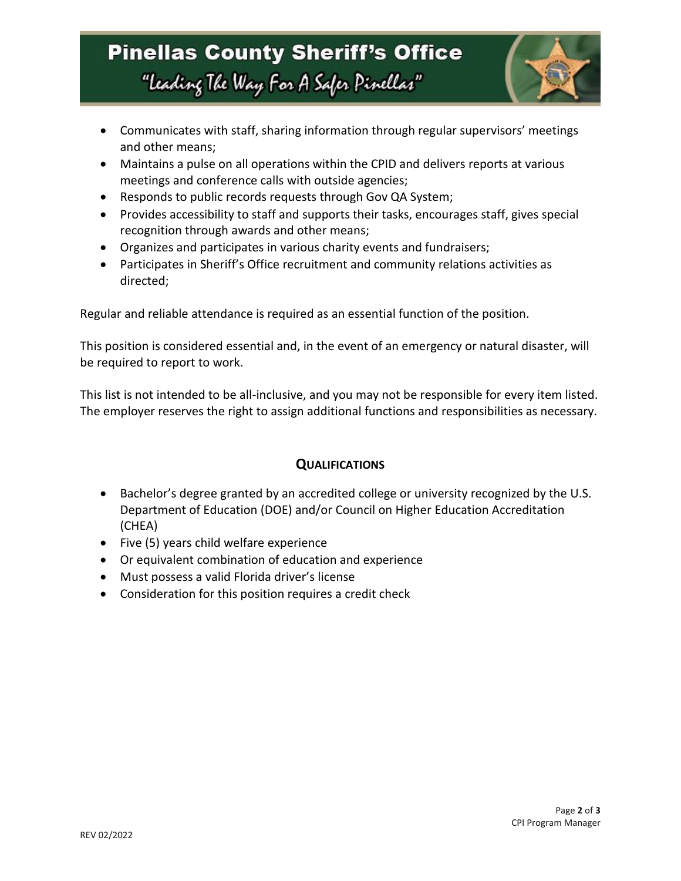- Communicates with staff, sharing information through regular supervisors' meetings and other means;
- Maintains a pulse on all operations within the CPID and delivers reports at various meetings and conference calls with outside agencies;
- Responds to public records requests through Gov QA System;
- Provides accessibility to staff and supports their tasks, encourages staff, gives special recognition through awards and other means;
- Organizes and participates in various charity events and fundraisers;
- Participates in Sheriff's Office recruitment and community relations activities as directed;

Regular and reliable attendance is required as an essential function of the position.

This position is considered essential and, in the event of an emergency or natural disaster, will be required to report to work.

This list is not intended to be all-inclusive, and you may not be responsible for every item listed. The employer reserves the right to assign additional functions and responsibilities as necessary.

## QUALIFICATIONS

- Bachelor's degree granted by an accredited college or university recognized by the U.S. Department of Education (DOE) and/or Council on Higher Education Accreditation (CHEA)
- Five (5) years child welfare experience
- Or equivalent combination of education and experience
- Must possess a valid Florida driver's license
- Consideration for this position requires a credit check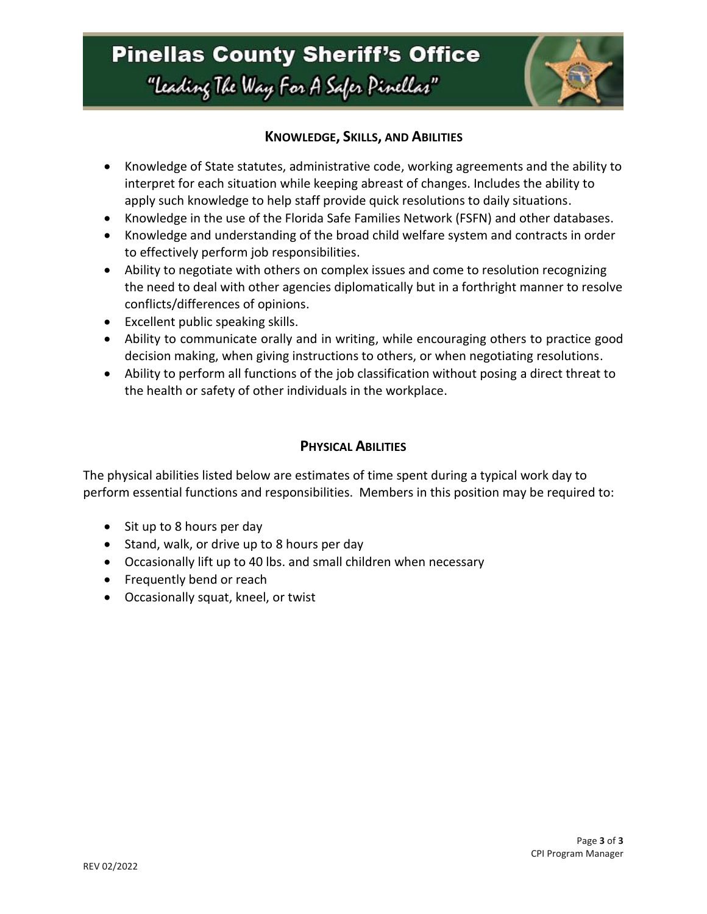## Knowledge, Skills, and Abilities

- Knowledge of State statutes, administrative code, working agreements and the ability to interpret for each situation while keeping abreast of changes. Includes the ability to apply such knowledge to help staff provide quick resolutions to daily situations.
- Knowledge in the use of the Florida Safe Families Network (FSFN) and other databases.
- Knowledge and understanding of the broad child welfare system and contracts in order to effectively perform job responsibilities.
- Ability to negotiate with others on complex issues and come to resolution recognizing the need to deal with other agencies diplomatically but in a forthright manner to resolve conflicts/differences of opinions.
- Excellent public speaking skills.
- Ability to communicate orally and in writing, while encouraging others to practice good decision making, when giving instructions to others, or when negotiating resolutions.
- Ability to perform all functions of the job classification without posing a direct threat to the health or safety of other individuals in the workplace.

## Physical Abilities

The physical abilities listed below are estimates of time spent during a typical work day to perform essential functions and responsibilities. Members in this position may be required to:

- Sit up to 8 hours per day
- Stand, walk, or drive up to 8 hours per day
- Occasionally lift up to 40 lbs. and small children when necessary
- Frequently bend or reach
- Occasionally squat, kneel, or twist